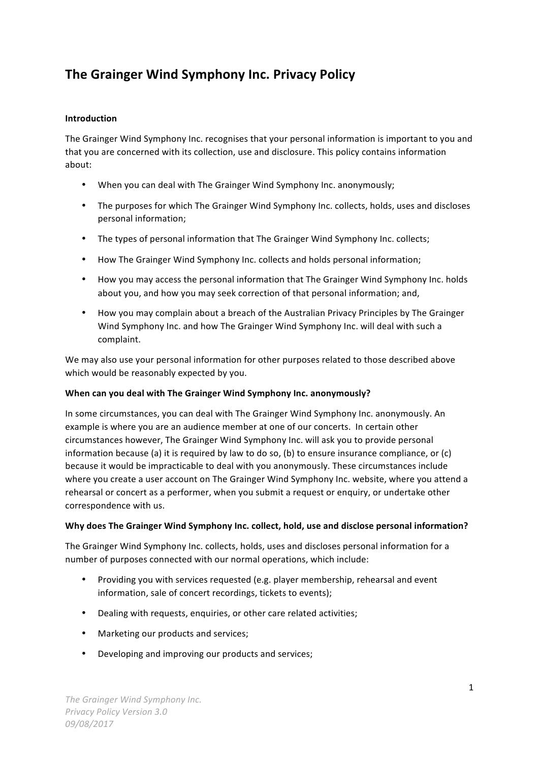# The Grainger Wind Symphony Inc. Privacy Policy

**Introduction**

The Grainger Wind Symphony Inc. recognises that your personal information is important to you and that you are concerned with its collection, use and disclosure. This policy contains information about:

- When you can deal with The Grainger Wind Symphony Inc. anonymously;
- The purposes for which The Grainger Wind Symphony Inc. collects, holds, uses and discloses personal information;
- The types of personal information that The Grainger Wind Symphony Inc. collects;
- How The Grainger Wind Symphony Inc. collects and holds personal information;
- How you may access the personal information that The Grainger Wind Symphony Inc. holds about you, and how you may seek correction of that personal information; and,
- How you may complain about a breach of the Australian Privacy Principles by The Grainger Wind Symphony Inc. and how The Grainger Wind Symphony Inc. will deal with such a complaint.

We may also use your personal information for other purposes related to those described above which would be reasonably expected by you.

**When can you deal with The Grainger Wind Symphony Inc. anonymously?**

In some circumstances, you can deal with The Grainger Wind Symphony Inc. anonymously. An example is where you are an audience member at one of our concerts. In certain other circumstances however, The Grainger Wind Symphony Inc. will ask you to provide personal information because (a) it is required by law to do so, (b) to ensure insurance compliance, or (c) because it would be impracticable to deal with you anonymously. These circumstances include where you create a user account on The Grainger Wind Symphony Inc. website, where you attend a rehearsal or concert as a performer, when you submit a request or enquiry, or undertake other correspondence with us.

**Why does The Grainger Wind Symphony Inc. collect, hold, use and disclose personal information?**

The Grainger Wind Symphony Inc. collects, holds, uses and discloses personal information for a number of purposes connected with our normal operations, which include:

- Providing you with services requested (e.g. player membership, rehearsal and event information, sale of concert recordings, tickets to events);
- Dealing with requests, enquiries, or other care related activities;
- Marketing our products and services;
- Developing and improving our products and services;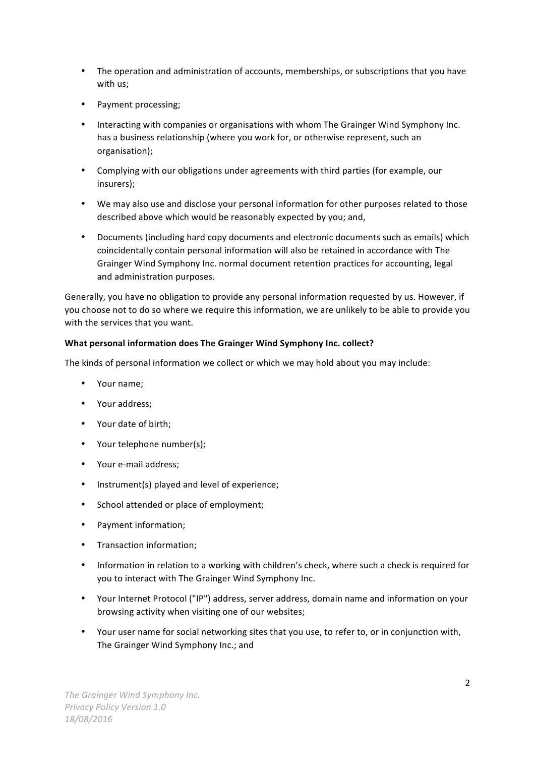- The operation and administration of accounts, memberships, or subscriptions that you have with us;
- Payment processing;
- Interacting with companies or organisations with whom The Grainger Wind Symphony Inc. has a business relationship (where you work for, or otherwise represent, such an organisation);
- Complying with our obligations under agreements with third parties (for example, our insurers);
- We may also use and disclose your personal information for other purposes related to those described above which would be reasonably expected by you; and,
- Documents (including hard copy documents and electronic documents such as emails) which coincidentally contain personal information will also be retained in accordance with The Grainger Wind Symphony Inc. normal document retention practices for accounting, legal and administration purposes.

Generally, you have no obligation to provide any personal information requested by us. However, if you choose not to do so where we require this information, we are unlikely to be able to provide you with the services that you want.

**What personal information does The Grainger Wind Symphony Inc. collect?**

The kinds of personal information we collect or which we may hold about you may include:

- Your name;
- Your address;
- Your date of birth;
- Your telephone number(s);
- Your e-mail address;
- Instrument(s) played and level of experience;
- School attended or place of employment;
- Payment information;
- Transaction information;
- Information in relation to a working with children's check, where such a check is required for you to interact with The Grainger Wind Symphony Inc.
- Your Internet Protocol ("IP") address, server address, domain name and information on your browsing activity when visiting one of our websites;
- Your user name for social networking sites that you use, to refer to, or in conjunction with, The Grainger Wind Symphony Inc.; and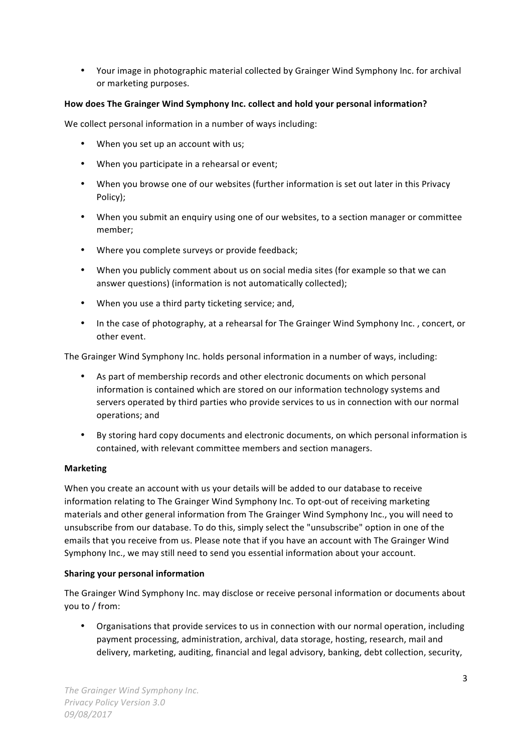- Your image in photographic material collected by Grainger Wind Symphony Inc. for archival or marketing purposes.

**How does The Grainger Wind Symphony Inc. collect and hold your personal information?**

We collect personal information in a number of ways including:

- When you set up an account with us;
- When you participate in a rehearsal or event;
- When you browse one of our websites (further information is set out later in this Privacy Policy);
- When you submit an enquiry using one of our websites, to a section manager or committee member;
- Where you complete surveys or provide feedback;
- When you publicly comment about us on social media sites (for example so that we can answer questions) (information is not automatically collected);
- When you use a third party ticketing service; and,
- In the case of photography, at a rehearsal for The Grainger Wind Symphony Inc. , concert, or other event.

The Grainger Wind Symphony Inc. holds personal information in a number of ways, including:

- As part of membership records and other electronic documents on which personal information is contained which are stored on our information technology systems and servers operated by third parties who provide services to us in connection with our normal operations; and
- By storing hard copy documents and electronic documents, on which personal information is contained, with relevant committee members and section managers.

**Marketing**

When you create an account with us your details will be added to our database to receive information relating to The Grainger Wind Symphony Inc. To opt-out of receiving marketing materials and other general information from The Grainger Wind Symphony Inc., you will need to unsubscribe from our database. To do this, simply select the "unsubscribe" option in one of the emails that you receive from us. Please note that if you have an account with The Grainger Wind Symphony Inc., we may still need to send you essential information about your account.

**Sharing your personal information**

The Grainger Wind Symphony Inc. may disclose or receive personal information or documents about you to / from:

- Organisations that provide services to us in connection with our normal operation, including payment processing, administration, archival, data storage, hosting, research, mail and delivery, marketing, auditing, financial and legal advisory, banking, debt collection, security,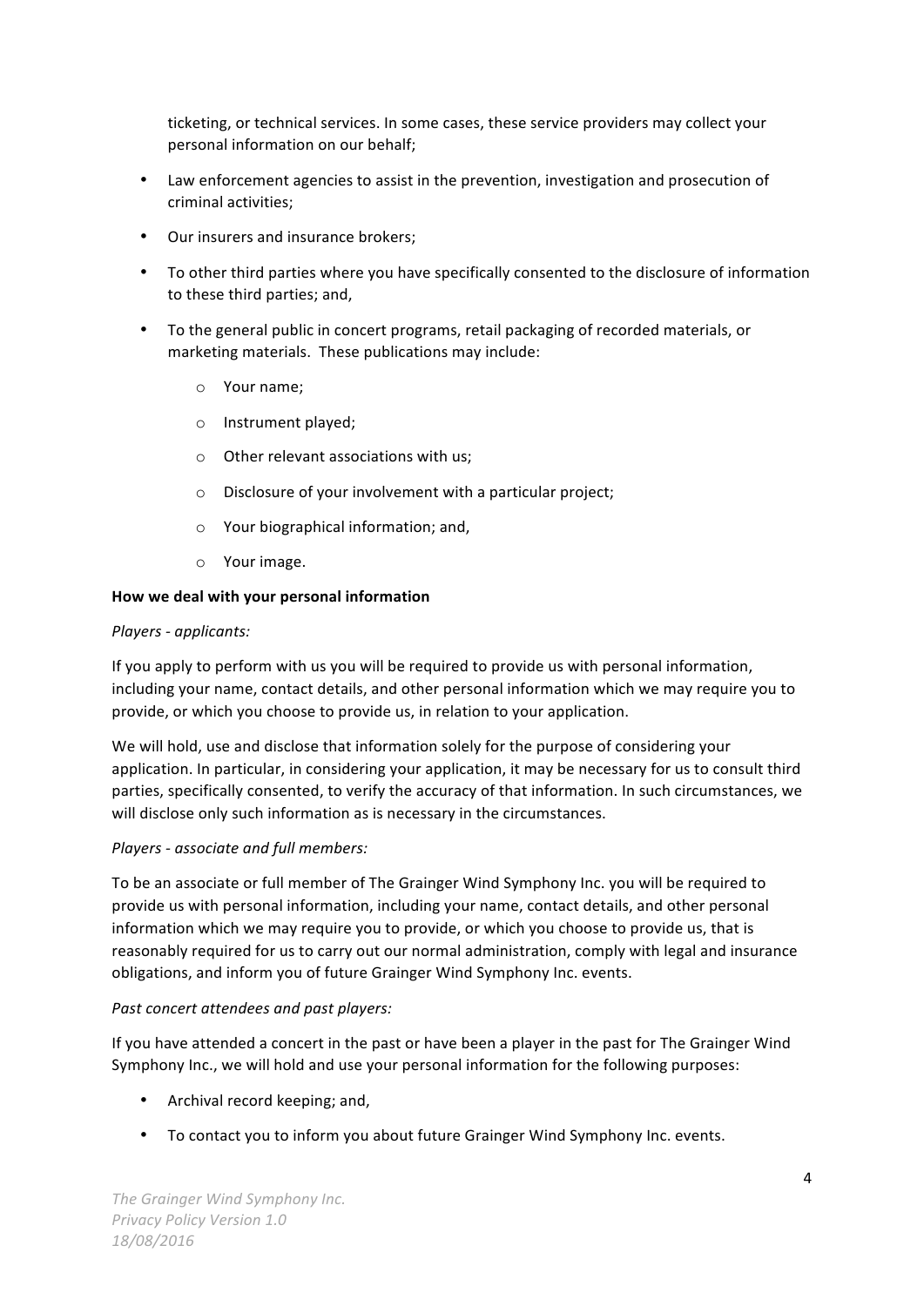ticketing, or technical services. In some cases, these service providers may collect your personal information on our behalf;

- Law enforcement agencies to assist in the prevention, investigation and prosecution of criminal activities;
- Our insurers and insurance brokers;
- To other third parties where you have specifically consented to the disclosure of information to these third parties; and,
- To the general public in concert programs, retail packaging of recorded materials, or marketing materials. These publications may include:
    - Your name;
    - Instrument played;
    - Other relevant associations with us;
    - Disclosure of your involvement with a particular project;
    - Your biographical information; and,
    - Your image.

**How we deal with your personal information**

*Players - applicants:*

If you apply to perform with us you will be required to provide us with personal information, including your name, contact details, and other personal information which we may require you to provide, or which you choose to provide us, in relation to your application.

We will hold, use and disclose that information solely for the purpose of considering your application. In particular, in considering your application, it may be necessary for us to consult third parties, specifically consented, to verify the accuracy of that information. In such circumstances, we will disclose only such information as is necessary in the circumstances.

*Players - associate and full members:*

To be an associate or full member of The Grainger Wind Symphony Inc. you will be required to provide us with personal information, including your name, contact details, and other personal information which we may require you to provide, or which you choose to provide us, that is reasonably required for us to carry out our normal administration, comply with legal and insurance obligations, and inform you of future Grainger Wind Symphony Inc. events.

*Past concert attendees and past players:*

If you have attended a concert in the past or have been a player in the past for The Grainger Wind Symphony Inc., we will hold and use your personal information for the following purposes:

- Archival record keeping; and,
- To contact you to inform you about future Grainger Wind Symphony Inc. events.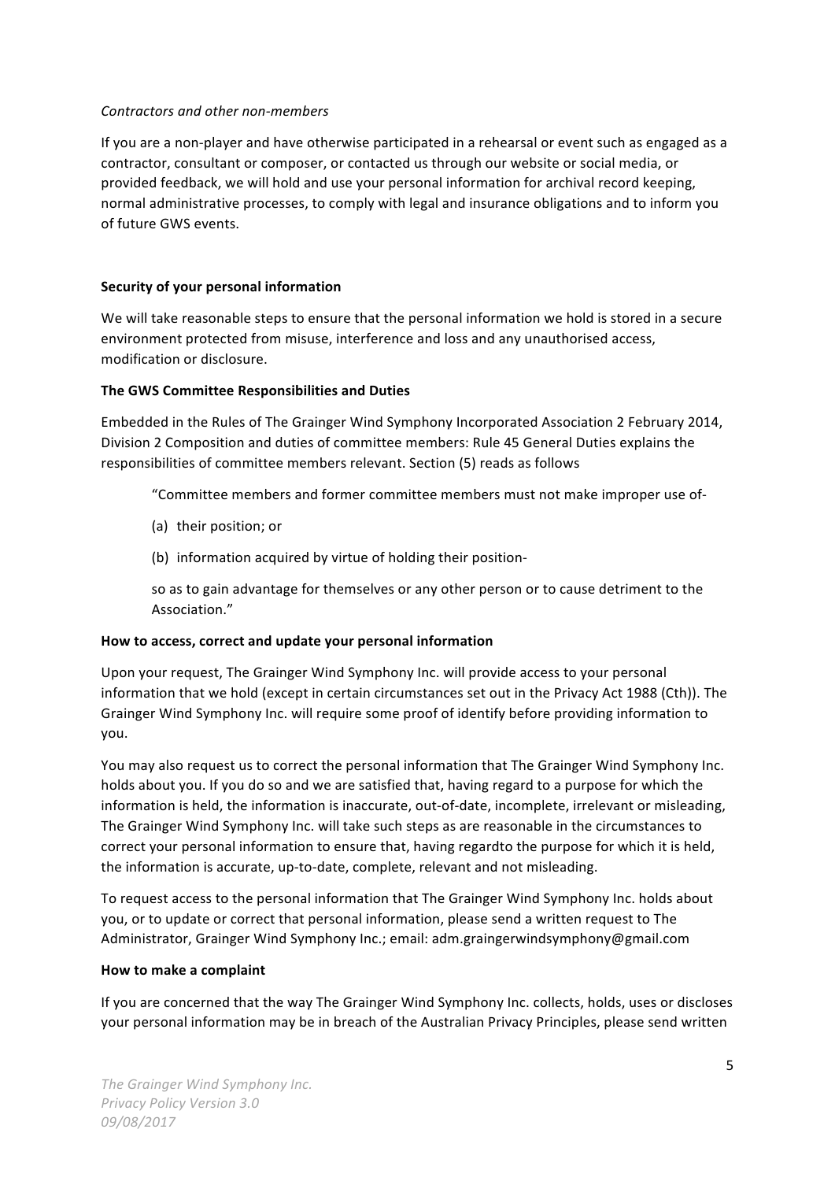*Contractors and other non-members*

If you are a non-player and have otherwise participated in a rehearsal or event such as engaged as a contractor, consultant or composer, or contacted us through our website or social media, or provided feedback, we will hold and use your personal information for archival record keeping, normal administrative processes, to comply with legal and insurance obligations and to inform you of future GWS events.

**Security of your personal information**

We will take reasonable steps to ensure that the personal information we hold is stored in a secure environment protected from misuse, interference and loss and any unauthorised access, modification or disclosure.

**The GWS Committee Responsibilities and Duties**

Embedded in the Rules of The Grainger Wind Symphony Incorporated Association 2 February 2014, Division 2 Composition and duties of committee members: Rule 45 General Duties explains the responsibilities of committee members relevant. Section (5) reads as follows

> "Committee members and former committee members must not make improper use of-
>
> (a) their position; or
>
> (b) information acquired by virtue of holding their position-
>
> so as to gain advantage for themselves or any other person or to cause detriment to the Association."

**How to access, correct and update your personal information**

Upon your request, The Grainger Wind Symphony Inc. will provide access to your personal information that we hold (except in certain circumstances set out in the Privacy Act 1988 (Cth)). The Grainger Wind Symphony Inc. will require some proof of identify before providing information to you.

You may also request us to correct the personal information that The Grainger Wind Symphony Inc. holds about you. If you do so and we are satisfied that, having regard to a purpose for which the information is held, the information is inaccurate, out-of-date, incomplete, irrelevant or misleading, The Grainger Wind Symphony Inc. will take such steps as are reasonable in the circumstances to correct your personal information to ensure that, having regardto the purpose for which it is held, the information is accurate, up-to-date, complete, relevant and not misleading.

To request access to the personal information that The Grainger Wind Symphony Inc. holds about you, or to update or correct that personal information, please send a written request to The Administrator, Grainger Wind Symphony Inc.; email: adm.graingerwindsymphony@gmail.com

**How to make a complaint**

If you are concerned that the way The Grainger Wind Symphony Inc. collects, holds, uses or discloses your personal information may be in breach of the Australian Privacy Principles, please send written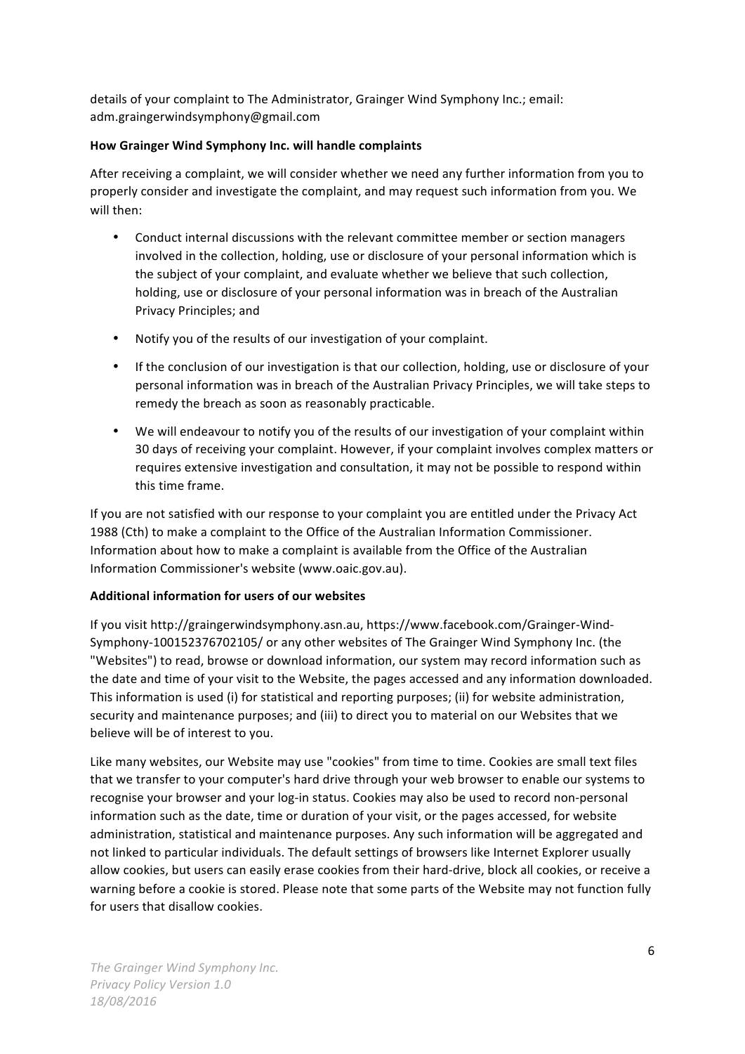details of your complaint to The Administrator, Grainger Wind Symphony Inc.; email: adm.graingerwindsymphony@gmail.com

**How Grainger Wind Symphony Inc. will handle complaints**

After receiving a complaint, we will consider whether we need any further information from you to properly consider and investigate the complaint, and may request such information from you. We will then:

- Conduct internal discussions with the relevant committee member or section managers involved in the collection, holding, use or disclosure of your personal information which is the subject of your complaint, and evaluate whether we believe that such collection, holding, use or disclosure of your personal information was in breach of the Australian Privacy Principles; and
- Notify you of the results of our investigation of your complaint.
- If the conclusion of our investigation is that our collection, holding, use or disclosure of your personal information was in breach of the Australian Privacy Principles, we will take steps to remedy the breach as soon as reasonably practicable.
- We will endeavour to notify you of the results of our investigation of your complaint within 30 days of receiving your complaint. However, if your complaint involves complex matters or requires extensive investigation and consultation, it may not be possible to respond within this time frame.

If you are not satisfied with our response to your complaint you are entitled under the Privacy Act 1988 (Cth) to make a complaint to the Office of the Australian Information Commissioner. Information about how to make a complaint is available from the Office of the Australian Information Commissioner's website (www.oaic.gov.au).

**Additional information for users of our websites**

If you visit http://graingerwindsymphony.asn.au, https://www.facebook.com/Grainger-Wind-Symphony-100152376702105/ or any other websites of The Grainger Wind Symphony Inc. (the "Websites") to read, browse or download information, our system may record information such as the date and time of your visit to the Website, the pages accessed and any information downloaded. This information is used (i) for statistical and reporting purposes; (ii) for website administration, security and maintenance purposes; and (iii) to direct you to material on our Websites that we believe will be of interest to you.

Like many websites, our Website may use "cookies" from time to time. Cookies are small text files that we transfer to your computer's hard drive through your web browser to enable our systems to recognise your browser and your log-in status. Cookies may also be used to record non-personal information such as the date, time or duration of your visit, or the pages accessed, for website administration, statistical and maintenance purposes. Any such information will be aggregated and not linked to particular individuals. The default settings of browsers like Internet Explorer usually allow cookies, but users can easily erase cookies from their hard-drive, block all cookies, or receive a warning before a cookie is stored. Please note that some parts of the Website may not function fully for users that disallow cookies.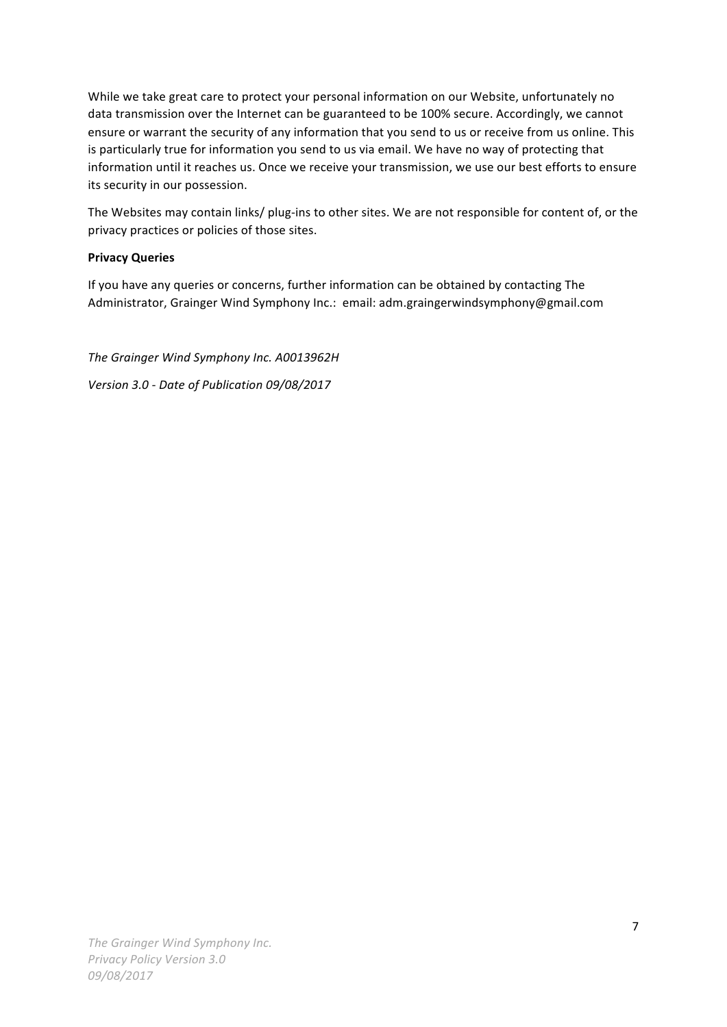While we take great care to protect your personal information on our Website, unfortunately no data transmission over the Internet can be guaranteed to be 100% secure. Accordingly, we cannot ensure or warrant the security of any information that you send to us or receive from us online. This is particularly true for information you send to us via email. We have no way of protecting that information until it reaches us. Once we receive your transmission, we use our best efforts to ensure its security in our possession.

The Websites may contain links/ plug-ins to other sites. We are not responsible for content of, or the privacy practices or policies of those sites.

**Privacy Queries**

If you have any queries or concerns, further information can be obtained by contacting The Administrator, Grainger Wind Symphony Inc.: email: adm.graingerwindsymphony@gmail.com

*The Grainger Wind Symphony Inc. A0013962H*

*Version 3.0 - Date of Publication 09/08/2017*